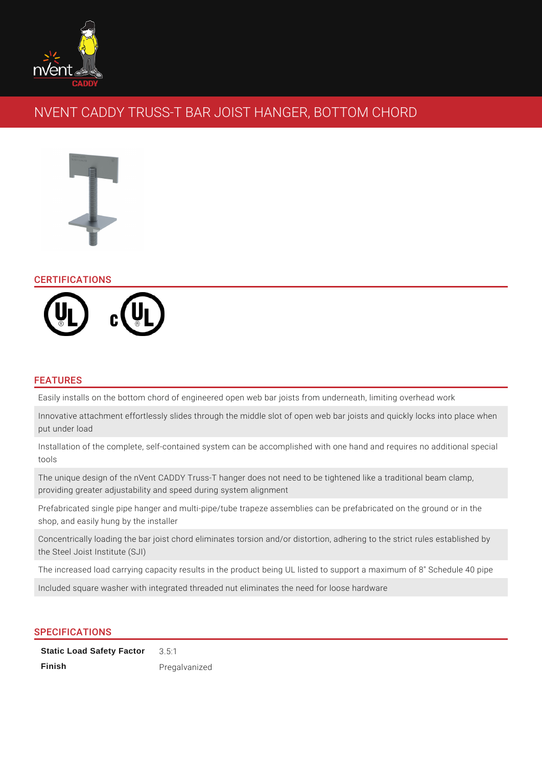# NVENT CADDY TRUSS-T BAR JOIST HANGER, BOTTOM CHORD

## CERTIFICATIONS

## FEATURES

- Easily installs on the bottom chord of engineered open web bar joists from underneath, limiting overhead work
- Innovative attachment effortlessly slides through the middle slot of open web bar joists and quickly locks into place when put under load
- Installation of the complete, self-contained system can be accomplished with one hand and requires no additional special tools
- The unique design of the nVent CADDY Truss-T hanger does not need to be tightened like a traditional beam clamp, providing greater adjustability and speed during system alignment
- Prefabricated single pipe hanger and multi-pipe/tube trapeze assemblies can be prefabricated on the ground or in the shop, and easily hung by the installer
- Concentrically loading the bar joist chord eliminates torsion and/or distortion, adhering to the strict rules established by the Steel Joist Institute (SJI)
- The increased load carrying capacity results in the product being UL listed to support a maximum of 8" Schedule 40 pipe
- Included square washer with integrated threaded nut eliminates the need for loose hardware

## SPECIFICATIONS

| | |
|---|---|
| **Static Load Safety Factor** | 3.5:1 |
| **Finish** | Pregalvanized |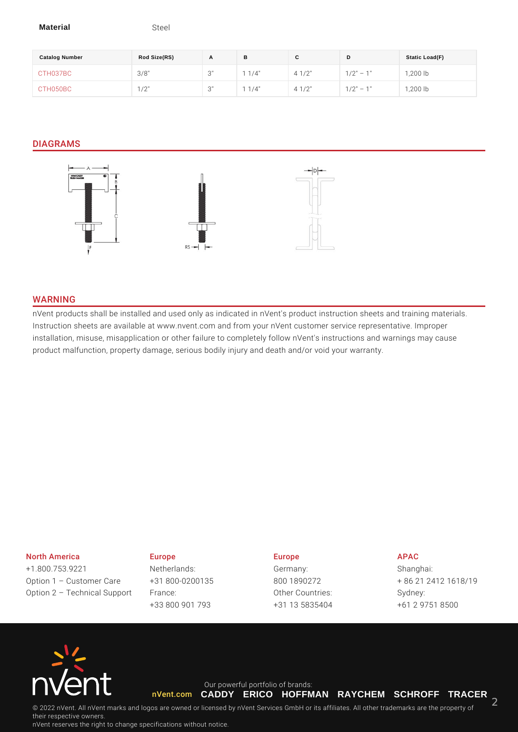**Material** Steel

| Catalog Number | Rod Size(RS) | A | B | C | D | Static Load(F) |
|---|---|---|---|---|---|---|
| CTH037BC | 3/8" | 3" | 1 1/4" | 4 1/2" | 1/2" – 1" | 1,200 lb |
| CTH050BC | 1/2" | 3" | 1 1/4" | 4 1/2" | 1/2" – 1" | 1,200 lb |

## DIAGRAMS

A
B
C
F
RS
D

## WARNING

nVent products shall be installed and used only as indicated in nVent's product instruction sheets and training materials. Instruction sheets are available at www.nvent.com and from your nVent customer service representative. Improper installation, misuse, misapplication or other failure to completely follow nVent's instructions and warnings may cause product malfunction, property damage, serious bodily injury and death and/or void your warranty.

**North America**
+1.800.753.9221
Option 1 – Customer Care
Option 2 – Technical Support

**Europe**
Netherlands:
+31 800-0200135
France:
+33 800 901 793

**Europe**
Germany:
800 1890272
Other Countries:
+31 13 5835404

**APAC**
Shanghai:
+ 86 21 2412 1618/19
Sydney:
+61 2 9751 8500

Our powerful portfolio of brands:
**nVent.com CADDY ERICO HOFFMAN RAYCHEM SCHROFF TRACER**

© 2022 nVent. All nVent marks and logos are owned or licensed by nVent Services GmbH or its affiliates. All other trademarks are the property of their respective owners.
nVent reserves the right to change specifications without notice.